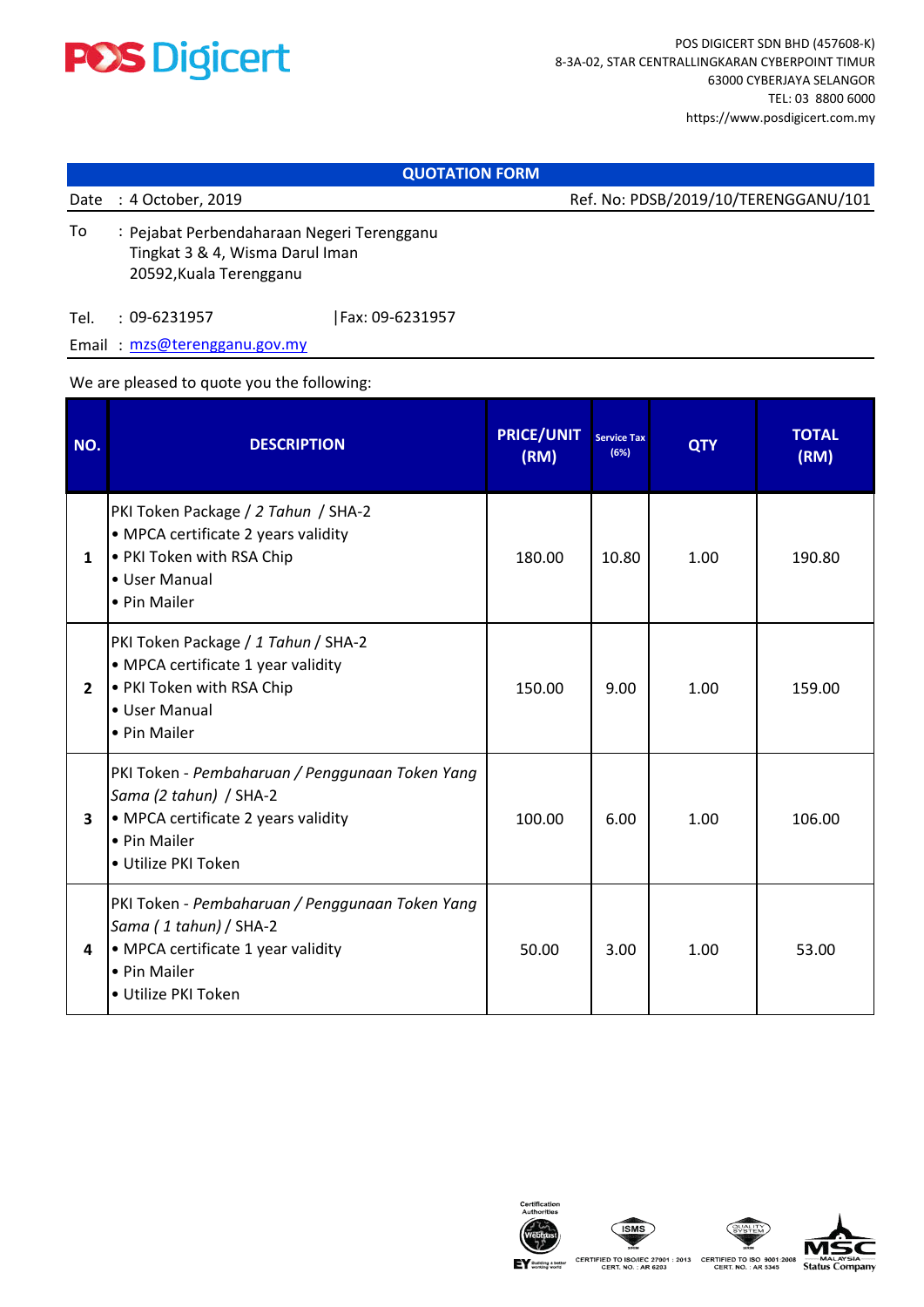POS DIGICERT SDN BHD (457608-K)
8-3A-02, STAR CENTRALLINGKARAN CYBERPOINT TIMUR
63000 CYBERJAYA SELANGOR
TEL: 03 8800 6000
https://www.posdigicert.com.my

## QUOTATION FORM

Date : 4 October, 2019 Ref. No: PDSB/2019/10/TERENGGANU/101

To : Pejabat Perbendaharaan Negeri Terengganu
Tingkat 3 & 4, Wisma Darul Iman
20592,Kuala Terengganu

Tel. : 09-6231957 | Fax: 09-6231957

Email : mzs@terengganu.gov.my

We are pleased to quote you the following:

| NO. | DESCRIPTION | PRICE/UNIT (RM) | Service Tax (6%) | QTY | TOTAL (RM) |
|---|---|---|---|---|---|
| 1 | PKI Token Package / *2 Tahun* / SHA-2<br>• MPCA certificate 2 years validity<br>• PKI Token with RSA Chip<br>• User Manual<br>• Pin Mailer | 180.00 | 10.80 | 1.00 | 190.80 |
| 2 | PKI Token Package / *1 Tahun* / SHA-2<br>• MPCA certificate 1 year validity<br>• PKI Token with RSA Chip<br>• User Manual<br>• Pin Mailer | 150.00 | 9.00 | 1.00 | 159.00 |
| 3 | PKI Token - *Pembaharuan / Penggunaan Token Yang Sama (2 tahun)* / SHA-2<br>• MPCA certificate 2 years validity<br>• Pin Mailer<br>• Utilize PKI Token | 100.00 | 6.00 | 1.00 | 106.00 |
| 4 | PKI Token - *Pembaharuan / Penggunaan Token Yang Sama ( 1 tahun)* / SHA-2<br>• MPCA certificate 1 year validity<br>• Pin Mailer<br>• Utilize PKI Token | 50.00 | 3.00 | 1.00 | 53.00 |

CERTIFIED TO ISO/IEC 27001 : 2013 CERT. NO. : AR 6203

CERTIFIED TO ISO 9001:2008 CERT. NO. : AR 5345

MSC MALAYSIA Status Company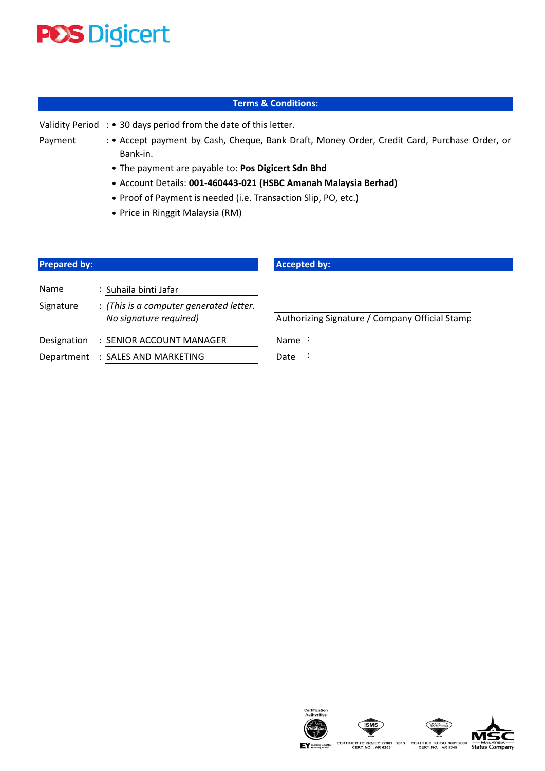POS Digicert

## Terms & Conditions:

Validity Period : • 30 days period from the date of this letter.

Payment : • Accept payment by Cash, Cheque, Bank Draft, Money Order, Credit Card, Purchase Order, or Bank-in.

- The payment are payable to: **Pos Digicert Sdn Bhd**
- Account Details: **001-460443-021 (HSBC Amanah Malaysia Berhad)**
- Proof of Payment is needed (i.e. Transaction Slip, PO, etc.)
- Price in Ringgit Malaysia (RM)

**Prepared by:**

Name : Suhaila binti Jafar

Signature : *(This is a computer generated letter. No signature required)*

Designation : SENIOR ACCOUNT MANAGER

Department : SALES AND MARKETING

**Accepted by:**

Authorizing Signature / Company Official Stamp

Name :

Date :

Certification Authorities

EY Building a better working world

CERTIFIED TO ISO/IEC 27001 : 2013 CERT. NO. : AR 6203

CERTIFIED TO ISO 9001:2008 CERT. NO. : AR 5348

MSC MALAYSIA Status Company